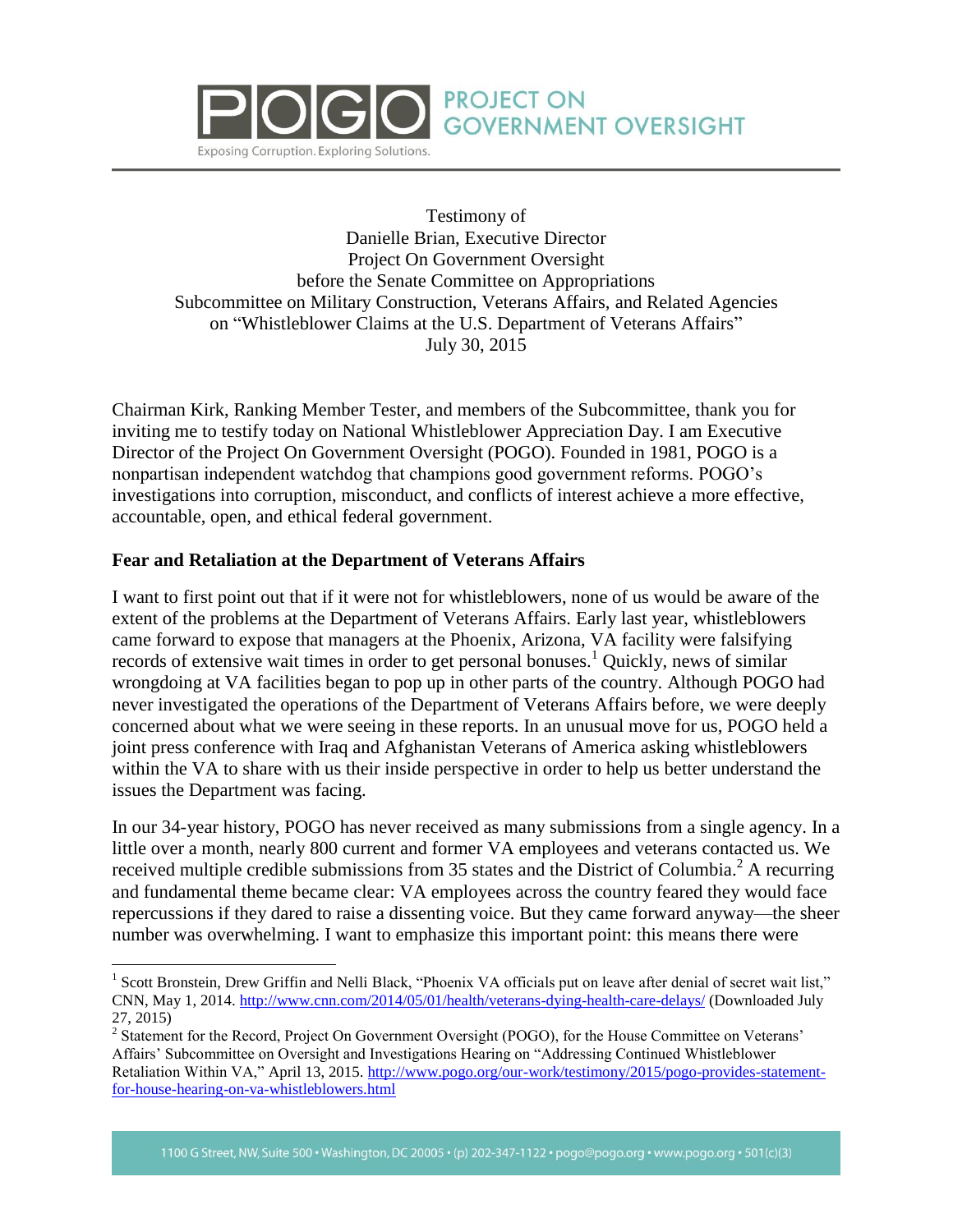PROJECT ON GOVERNMENT OVERSIGHT

Exposing Corruption. Exploring Solutions.

Testimony of
Danielle Brian, Executive Director
Project On Government Oversight
before the Senate Committee on Appropriations
Subcommittee on Military Construction, Veterans Affairs, and Related Agencies
on "Whistleblower Claims at the U.S. Department of Veterans Affairs"
July 30, 2015

Chairman Kirk, Ranking Member Tester, and members of the Subcommittee, thank you for inviting me to testify today on National Whistleblower Appreciation Day. I am Executive Director of the Project On Government Oversight (POGO). Founded in 1981, POGO is a nonpartisan independent watchdog that champions good government reforms. POGO's investigations into corruption, misconduct, and conflicts of interest achieve a more effective, accountable, open, and ethical federal government.

**Fear and Retaliation at the Department of Veterans Affairs**

I want to first point out that if it were not for whistleblowers, none of us would be aware of the extent of the problems at the Department of Veterans Affairs. Early last year, whistleblowers came forward to expose that managers at the Phoenix, Arizona, VA facility were falsifying records of extensive wait times in order to get personal bonuses.[1] Quickly, news of similar wrongdoing at VA facilities began to pop up in other parts of the country. Although POGO had never investigated the operations of the Department of Veterans Affairs before, we were deeply concerned about what we were seeing in these reports. In an unusual move for us, POGO held a joint press conference with Iraq and Afghanistan Veterans of America asking whistleblowers within the VA to share with us their inside perspective in order to help us better understand the issues the Department was facing.

In our 34-year history, POGO has never received as many submissions from a single agency. In a little over a month, nearly 800 current and former VA employees and veterans contacted us. We received multiple credible submissions from 35 states and the District of Columbia.[2] A recurring and fundamental theme became clear: VA employees across the country feared they would face repercussions if they dared to raise a dissenting voice. But they came forward anyway—the sheer number was overwhelming. I want to emphasize this important point: this means there were

[1] Scott Bronstein, Drew Griffin and Nelli Black, "Phoenix VA officials put on leave after denial of secret wait list," CNN, May 1, 2014. http://www.cnn.com/2014/05/01/health/veterans-dying-health-care-delays/ (Downloaded July 27, 2015)

[2] Statement for the Record, Project On Government Oversight (POGO), for the House Committee on Veterans' Affairs' Subcommittee on Oversight and Investigations Hearing on "Addressing Continued Whistleblower Retaliation Within VA," April 13, 2015. http://www.pogo.org/our-work/testimony/2015/pogo-provides-statement-for-house-hearing-on-va-whistleblowers.html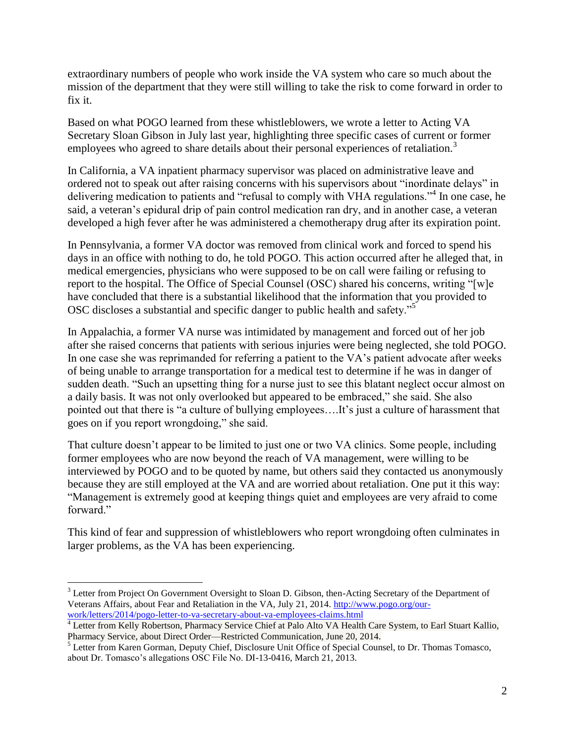extraordinary numbers of people who work inside the VA system who care so much about the mission of the department that they were still willing to take the risk to come forward in order to fix it.

Based on what POGO learned from these whistleblowers, we wrote a letter to Acting VA Secretary Sloan Gibson in July last year, highlighting three specific cases of current or former employees who agreed to share details about their personal experiences of retaliation.[3]

In California, a VA inpatient pharmacy supervisor was placed on administrative leave and ordered not to speak out after raising concerns with his supervisors about "inordinate delays" in delivering medication to patients and "refusal to comply with VHA regulations."[4] In one case, he said, a veteran's epidural drip of pain control medication ran dry, and in another case, a veteran developed a high fever after he was administered a chemotherapy drug after its expiration point.

In Pennsylvania, a former VA doctor was removed from clinical work and forced to spend his days in an office with nothing to do, he told POGO. This action occurred after he alleged that, in medical emergencies, physicians who were supposed to be on call were failing or refusing to report to the hospital. The Office of Special Counsel (OSC) shared his concerns, writing "[w]e have concluded that there is a substantial likelihood that the information that you provided to OSC discloses a substantial and specific danger to public health and safety."[5]

In Appalachia, a former VA nurse was intimidated by management and forced out of her job after she raised concerns that patients with serious injuries were being neglected, she told POGO. In one case she was reprimanded for referring a patient to the VA's patient advocate after weeks of being unable to arrange transportation for a medical test to determine if he was in danger of sudden death. "Such an upsetting thing for a nurse just to see this blatant neglect occur almost on a daily basis. It was not only overlooked but appeared to be embraced," she said. She also pointed out that there is "a culture of bullying employees….It's just a culture of harassment that goes on if you report wrongdoing," she said.

That culture doesn't appear to be limited to just one or two VA clinics. Some people, including former employees who are now beyond the reach of VA management, were willing to be interviewed by POGO and to be quoted by name, but others said they contacted us anonymously because they are still employed at the VA and are worried about retaliation. One put it this way: "Management is extremely good at keeping things quiet and employees are very afraid to come forward."

This kind of fear and suppression of whistleblowers who report wrongdoing often culminates in larger problems, as the VA has been experiencing.

---

[3] Letter from Project On Government Oversight to Sloan D. Gibson, then-Acting Secretary of the Department of Veterans Affairs, about Fear and Retaliation in the VA, July 21, 2014. http://www.pogo.org/our-work/letters/2014/pogo-letter-to-va-secretary-about-va-employees-claims.html

[4] Letter from Kelly Robertson, Pharmacy Service Chief at Palo Alto VA Health Care System, to Earl Stuart Kallio, Pharmacy Service, about Direct Order—Restricted Communication, June 20, 2014.

[5] Letter from Karen Gorman, Deputy Chief, Disclosure Unit Office of Special Counsel, to Dr. Thomas Tomasco, about Dr. Tomasco's allegations OSC File No. DI-13-0416, March 21, 2013.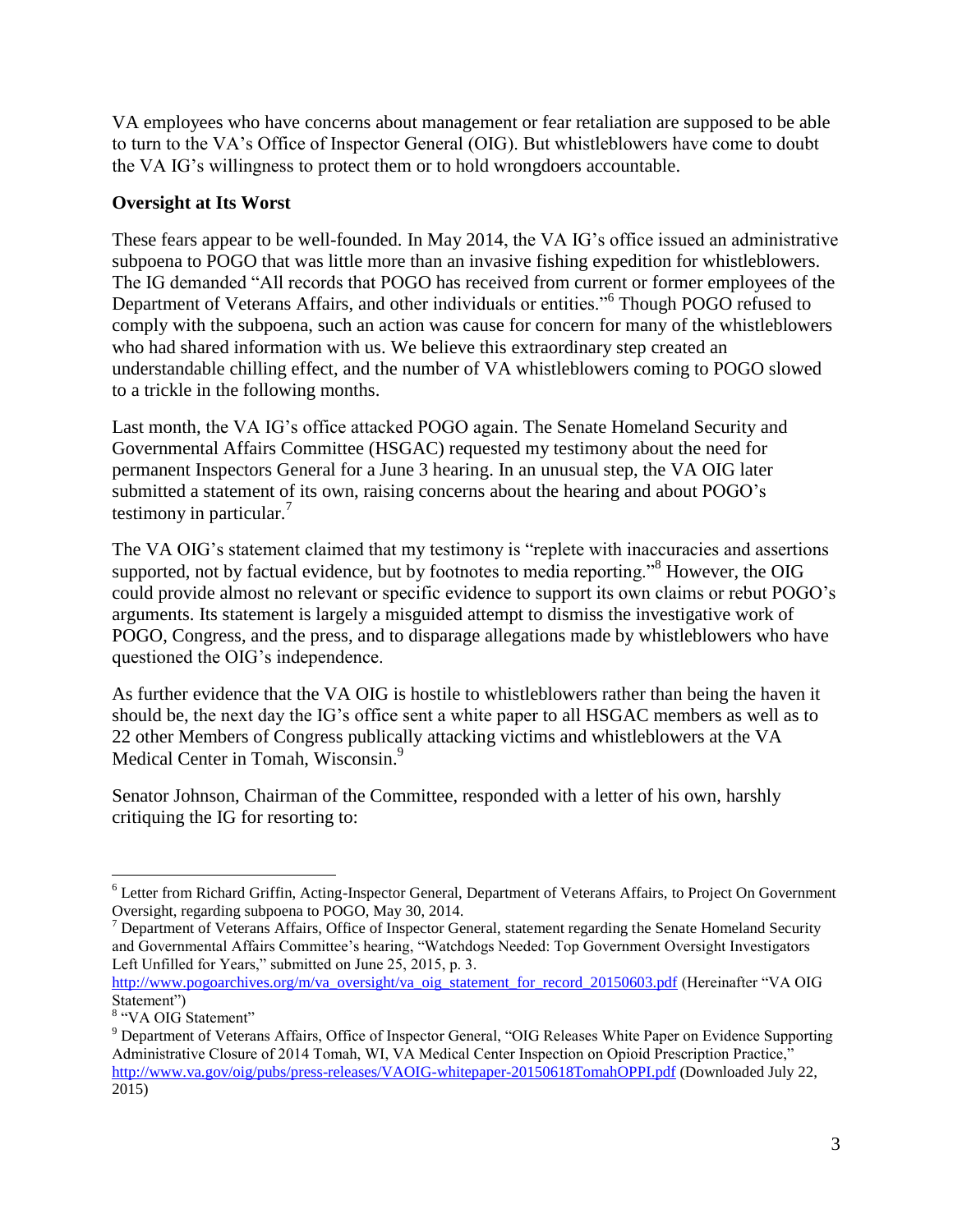VA employees who have concerns about management or fear retaliation are supposed to be able to turn to the VA's Office of Inspector General (OIG). But whistleblowers have come to doubt the VA IG's willingness to protect them or to hold wrongdoers accountable.

**Oversight at Its Worst**

These fears appear to be well-founded. In May 2014, the VA IG's office issued an administrative subpoena to POGO that was little more than an invasive fishing expedition for whistleblowers. The IG demanded "All records that POGO has received from current or former employees of the Department of Veterans Affairs, and other individuals or entities."[6] Though POGO refused to comply with the subpoena, such an action was cause for concern for many of the whistleblowers who had shared information with us. We believe this extraordinary step created an understandable chilling effect, and the number of VA whistleblowers coming to POGO slowed to a trickle in the following months.

Last month, the VA IG's office attacked POGO again. The Senate Homeland Security and Governmental Affairs Committee (HSGAC) requested my testimony about the need for permanent Inspectors General for a June 3 hearing. In an unusual step, the VA OIG later submitted a statement of its own, raising concerns about the hearing and about POGO's testimony in particular.[7]

The VA OIG's statement claimed that my testimony is "replete with inaccuracies and assertions supported, not by factual evidence, but by footnotes to media reporting."[8] However, the OIG could provide almost no relevant or specific evidence to support its own claims or rebut POGO's arguments. Its statement is largely a misguided attempt to dismiss the investigative work of POGO, Congress, and the press, and to disparage allegations made by whistleblowers who have questioned the OIG's independence.

As further evidence that the VA OIG is hostile to whistleblowers rather than being the haven it should be, the next day the IG's office sent a white paper to all HSGAC members as well as to 22 other Members of Congress publically attacking victims and whistleblowers at the VA Medical Center in Tomah, Wisconsin.[9]

Senator Johnson, Chairman of the Committee, responded with a letter of his own, harshly critiquing the IG for resorting to:

---

[6] Letter from Richard Griffin, Acting-Inspector General, Department of Veterans Affairs, to Project On Government Oversight, regarding subpoena to POGO, May 30, 2014.

[7] Department of Veterans Affairs, Office of Inspector General, statement regarding the Senate Homeland Security and Governmental Affairs Committee's hearing, "Watchdogs Needed: Top Government Oversight Investigators Left Unfilled for Years," submitted on June 25, 2015, p. 3. http://www.pogoarchives.org/m/va_oversight/va_oig_statement_for_record_20150603.pdf (Hereinafter "VA OIG Statement")

[8] "VA OIG Statement"

[9] Department of Veterans Affairs, Office of Inspector General, "OIG Releases White Paper on Evidence Supporting Administrative Closure of 2014 Tomah, WI, VA Medical Center Inspection on Opioid Prescription Practice," http://www.va.gov/oig/pubs/press-releases/VAOIG-whitepaper-20150618TomahOPPI.pdf (Downloaded July 22, 2015)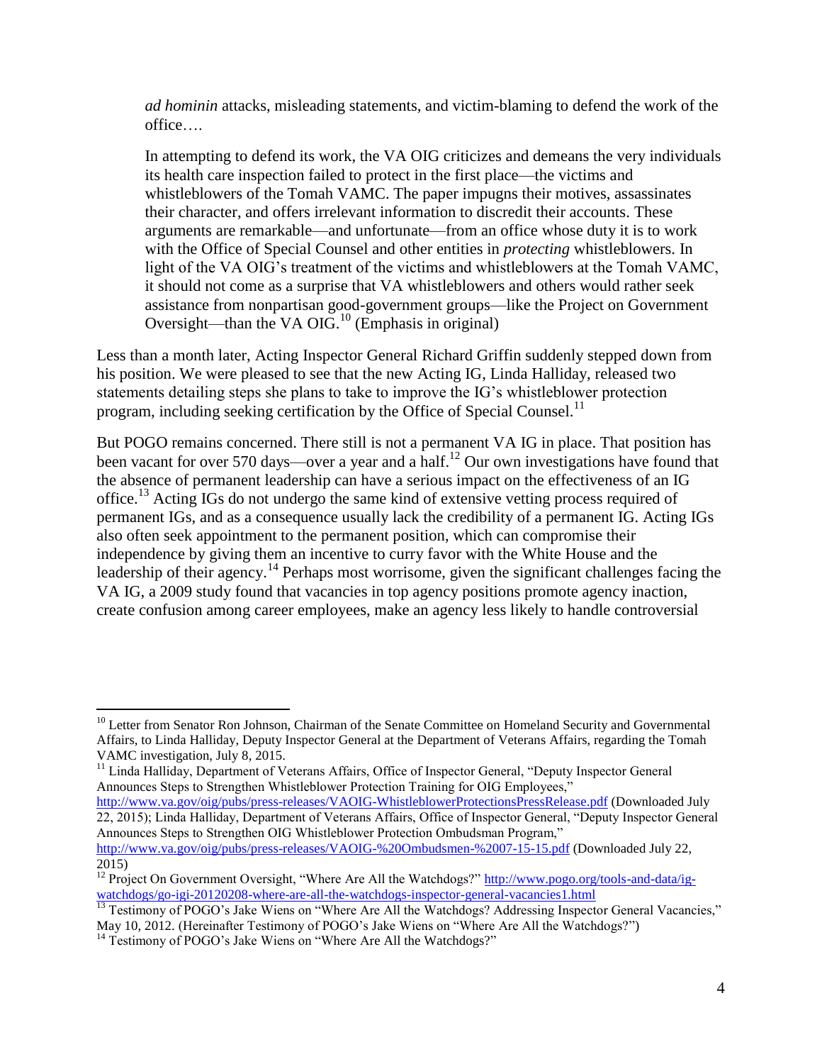> *ad hominin* attacks, misleading statements, and victim-blaming to defend the work of the office….
>
> In attempting to defend its work, the VA OIG criticizes and demeans the very individuals its health care inspection failed to protect in the first place—the victims and whistleblowers of the Tomah VAMC. The paper impugns their motives, assassinates their character, and offers irrelevant information to discredit their accounts. These arguments are remarkable—and unfortunate—from an office whose duty it is to work with the Office of Special Counsel and other entities in *protecting* whistleblowers. In light of the VA OIG's treatment of the victims and whistleblowers at the Tomah VAMC, it should not come as a surprise that VA whistleblowers and others would rather seek assistance from nonpartisan good-government groups—like the Project on Government Oversight—than the VA OIG.[10] (Emphasis in original)

Less than a month later, Acting Inspector General Richard Griffin suddenly stepped down from his position. We were pleased to see that the new Acting IG, Linda Halliday, released two statements detailing steps she plans to take to improve the IG's whistleblower protection program, including seeking certification by the Office of Special Counsel.[11]

But POGO remains concerned. There still is not a permanent VA IG in place. That position has been vacant for over 570 days—over a year and a half.[12] Our own investigations have found that the absence of permanent leadership can have a serious impact on the effectiveness of an IG office.[13] Acting IGs do not undergo the same kind of extensive vetting process required of permanent IGs, and as a consequence usually lack the credibility of a permanent IG. Acting IGs also often seek appointment to the permanent position, which can compromise their independence by giving them an incentive to curry favor with the White House and the leadership of their agency.[14] Perhaps most worrisome, given the significant challenges facing the VA IG, a 2009 study found that vacancies in top agency positions promote agency inaction, create confusion among career employees, make an agency less likely to handle controversial

---

[10] Letter from Senator Ron Johnson, Chairman of the Senate Committee on Homeland Security and Governmental Affairs, to Linda Halliday, Deputy Inspector General at the Department of Veterans Affairs, regarding the Tomah VAMC investigation, July 8, 2015.

[11] Linda Halliday, Department of Veterans Affairs, Office of Inspector General, "Deputy Inspector General Announces Steps to Strengthen Whistleblower Protection Training for OIG Employees," http://www.va.gov/oig/pubs/press-releases/VAOIG-WhistleblowerProtectionsPressRelease.pdf (Downloaded July 22, 2015); Linda Halliday, Department of Veterans Affairs, Office of Inspector General, "Deputy Inspector General Announces Steps to Strengthen OIG Whistleblower Protection Ombudsman Program," http://www.va.gov/oig/pubs/press-releases/VAOIG-%20Ombudsmen-%2007-15-15.pdf (Downloaded July 22, 2015)

[12] Project On Government Oversight, "Where Are All the Watchdogs?" http://www.pogo.org/tools-and-data/ig-watchdogs/go-igi-20120208-where-are-all-the-watchdogs-inspector-general-vacancies1.html

[13] Testimony of POGO's Jake Wiens on "Where Are All the Watchdogs? Addressing Inspector General Vacancies," May 10, 2012. (Hereinafter Testimony of POGO's Jake Wiens on "Where Are All the Watchdogs?")

[14] Testimony of POGO's Jake Wiens on "Where Are All the Watchdogs?"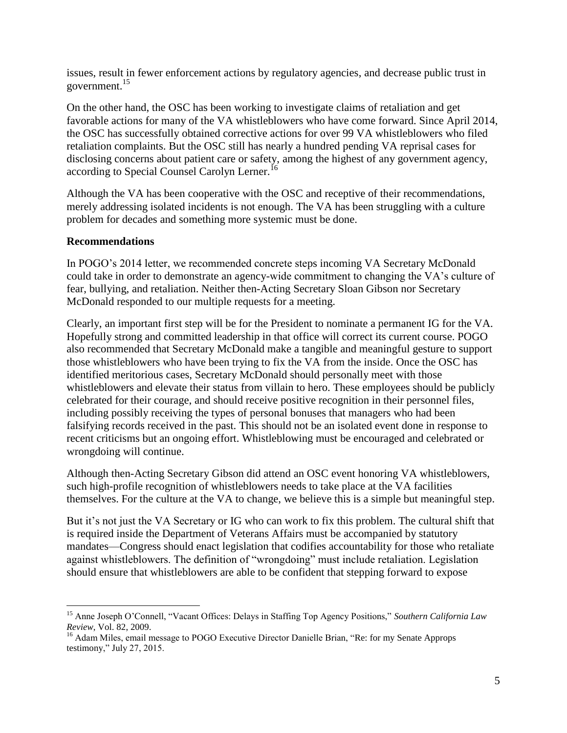issues, result in fewer enforcement actions by regulatory agencies, and decrease public trust in government.[15]

On the other hand, the OSC has been working to investigate claims of retaliation and get favorable actions for many of the VA whistleblowers who have come forward. Since April 2014, the OSC has successfully obtained corrective actions for over 99 VA whistleblowers who filed retaliation complaints. But the OSC still has nearly a hundred pending VA reprisal cases for disclosing concerns about patient care or safety, among the highest of any government agency, according to Special Counsel Carolyn Lerner.[16]

Although the VA has been cooperative with the OSC and receptive of their recommendations, merely addressing isolated incidents is not enough. The VA has been struggling with a culture problem for decades and something more systemic must be done.

**Recommendations**

In POGO's 2014 letter, we recommended concrete steps incoming VA Secretary McDonald could take in order to demonstrate an agency-wide commitment to changing the VA's culture of fear, bullying, and retaliation. Neither then-Acting Secretary Sloan Gibson nor Secretary McDonald responded to our multiple requests for a meeting.

Clearly, an important first step will be for the President to nominate a permanent IG for the VA. Hopefully strong and committed leadership in that office will correct its current course. POGO also recommended that Secretary McDonald make a tangible and meaningful gesture to support those whistleblowers who have been trying to fix the VA from the inside. Once the OSC has identified meritorious cases, Secretary McDonald should personally meet with those whistleblowers and elevate their status from villain to hero. These employees should be publicly celebrated for their courage, and should receive positive recognition in their personnel files, including possibly receiving the types of personal bonuses that managers who had been falsifying records received in the past. This should not be an isolated event done in response to recent criticisms but an ongoing effort. Whistleblowing must be encouraged and celebrated or wrongdoing will continue.

Although then-Acting Secretary Gibson did attend an OSC event honoring VA whistleblowers, such high-profile recognition of whistleblowers needs to take place at the VA facilities themselves. For the culture at the VA to change, we believe this is a simple but meaningful step.

But it's not just the VA Secretary or IG who can work to fix this problem. The cultural shift that is required inside the Department of Veterans Affairs must be accompanied by statutory mandates—Congress should enact legislation that codifies accountability for those who retaliate against whistleblowers. The definition of "wrongdoing" must include retaliation. Legislation should ensure that whistleblowers are able to be confident that stepping forward to expose

---

[15] Anne Joseph O'Connell, "Vacant Offices: Delays in Staffing Top Agency Positions," *Southern California Law Review*, Vol. 82, 2009.

[16] Adam Miles, email message to POGO Executive Director Danielle Brian, "Re: for my Senate Approps testimony," July 27, 2015.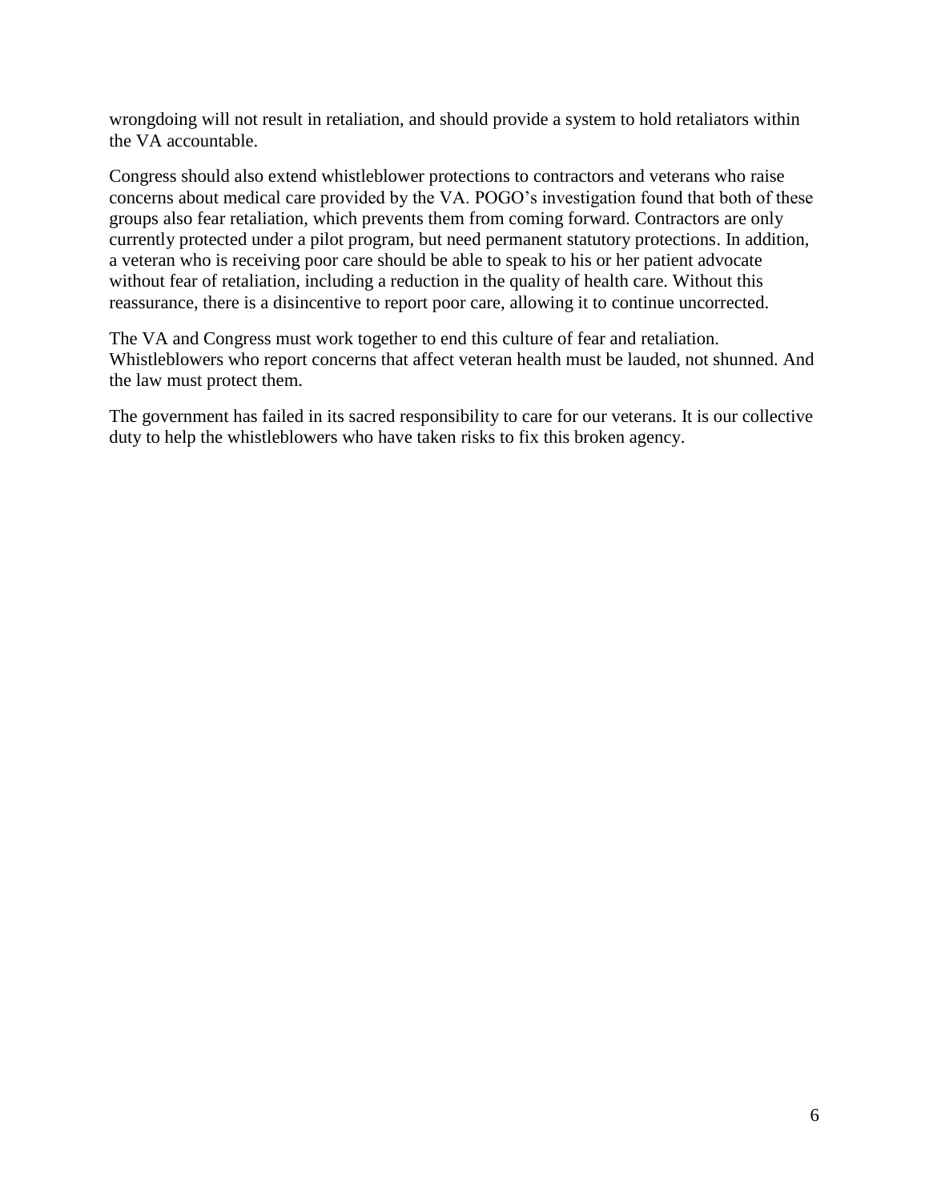wrongdoing will not result in retaliation, and should provide a system to hold retaliators within the VA accountable.

Congress should also extend whistleblower protections to contractors and veterans who raise concerns about medical care provided by the VA. POGO's investigation found that both of these groups also fear retaliation, which prevents them from coming forward. Contractors are only currently protected under a pilot program, but need permanent statutory protections. In addition, a veteran who is receiving poor care should be able to speak to his or her patient advocate without fear of retaliation, including a reduction in the quality of health care. Without this reassurance, there is a disincentive to report poor care, allowing it to continue uncorrected.

The VA and Congress must work together to end this culture of fear and retaliation. Whistleblowers who report concerns that affect veteran health must be lauded, not shunned. And the law must protect them.

The government has failed in its sacred responsibility to care for our veterans. It is our collective duty to help the whistleblowers who have taken risks to fix this broken agency.